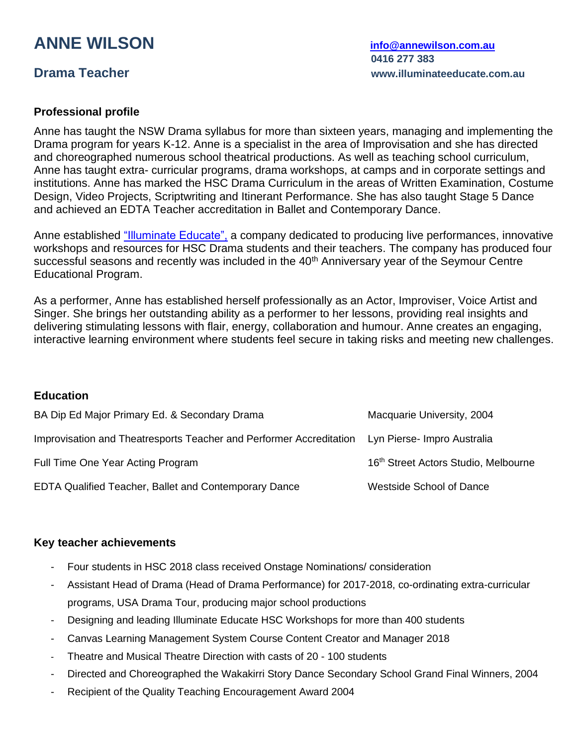# ANNE WILSON

## Drama Teacher

info@annewilson.com.au
0416 277 383
www.illuminateeducate.com.au

### Professional profile

Anne has taught the NSW Drama syllabus for more than sixteen years, managing and implementing the Drama program for years K-12. Anne is a specialist in the area of Improvisation and she has directed and choreographed numerous school theatrical productions. As well as teaching school curriculum, Anne has taught extra- curricular programs, drama workshops, at camps and in corporate settings and institutions. Anne has marked the HSC Drama Curriculum in the areas of Written Examination, Costume Design, Video Projects, Scriptwriting and Itinerant Performance. She has also taught Stage 5 Dance and achieved an EDTA Teacher accreditation in Ballet and Contemporary Dance.

Anne established "Illuminate Educate", a company dedicated to producing live performances, innovative workshops and resources for HSC Drama students and their teachers. The company has produced four successful seasons and recently was included in the 40th Anniversary year of the Seymour Centre Educational Program.

As a performer, Anne has established herself professionally as an Actor, Improviser, Voice Artist and Singer. She brings her outstanding ability as a performer to her lessons, providing real insights and delivering stimulating lessons with flair, energy, collaboration and humour. Anne creates an engaging, interactive learning environment where students feel secure in taking risks and meeting new challenges.

### Education

| | |
|---|---|
| BA Dip Ed Major Primary Ed. & Secondary Drama | Macquarie University, 2004 |
| Improvisation and Theatresports Teacher and Performer Accreditation | Lyn Pierse- Impro Australia |
| Full Time One Year Acting Program | 16th Street Actors Studio, Melbourne |
| EDTA Qualified Teacher, Ballet and Contemporary Dance | Westside School of Dance |

### Key teacher achievements

- Four students in HSC 2018 class received Onstage Nominations/ consideration
- Assistant Head of Drama (Head of Drama Performance) for 2017-2018, co-ordinating extra-curricular programs, USA Drama Tour, producing major school productions
- Designing and leading Illuminate Educate HSC Workshops for more than 400 students
- Canvas Learning Management System Course Content Creator and Manager 2018
- Theatre and Musical Theatre Direction with casts of 20 - 100 students
- Directed and Choreographed the Wakakirri Story Dance Secondary School Grand Final Winners, 2004
- Recipient of the Quality Teaching Encouragement Award 2004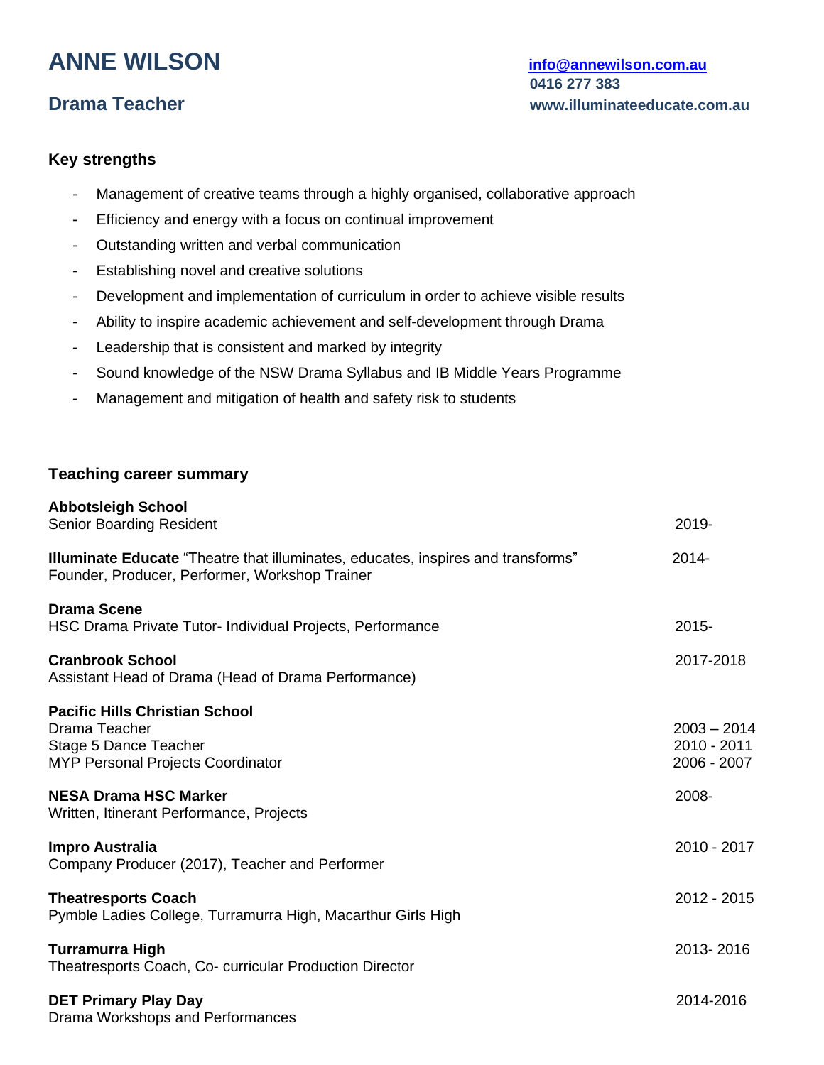# ANNE WILSON

## Drama Teacher

[info@annewilson.com.au](mailto:info@annewilson.com.au)
**0416 277 383**
**www.illuminateeducate.com.au**

### Key strengths

- Management of creative teams through a highly organised, collaborative approach
- Efficiency and energy with a focus on continual improvement
- Outstanding written and verbal communication
- Establishing novel and creative solutions
- Development and implementation of curriculum in order to achieve visible results
- Ability to inspire academic achievement and self-development through Drama
- Leadership that is consistent and marked by integrity
- Sound knowledge of the NSW Drama Syllabus and IB Middle Years Programme
- Management and mitigation of health and safety risk to students

### Teaching career summary

**Abbotsleigh School**
Senior Boarding Resident — 2019-

**Illuminate Educate** "Theatre that illuminates, educates, inspires and transforms" — 2014-
Founder, Producer, Performer, Workshop Trainer

**Drama Scene**
HSC Drama Private Tutor- Individual Projects, Performance — 2015-

**Cranbrook School** — 2017-2018
Assistant Head of Drama (Head of Drama Performance)

**Pacific Hills Christian School**
Drama Teacher — 2003 – 2014
Stage 5 Dance Teacher — 2010 - 2011
MYP Personal Projects Coordinator — 2006 - 2007

**NESA Drama HSC Marker** — 2008-
Written, Itinerant Performance, Projects

**Impro Australia** — 2010 - 2017
Company Producer (2017), Teacher and Performer

**Theatresports Coach** — 2012 - 2015
Pymble Ladies College, Turramurra High, Macarthur Girls High

**Turramurra High** — 2013- 2016
Theatresports Coach, Co- curricular Production Director

**DET Primary Play Day** — 2014-2016
Drama Workshops and Performances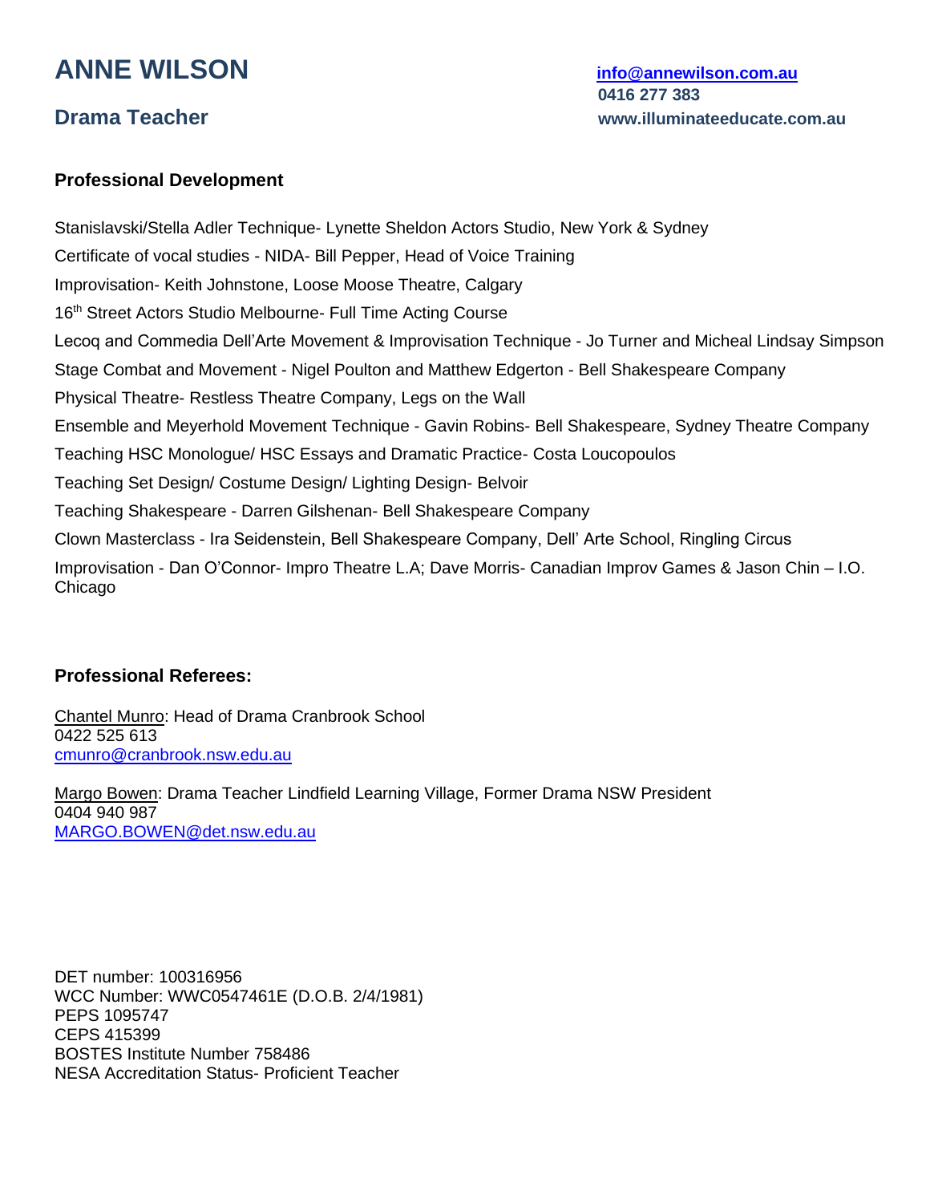# ANNE WILSON

## Drama Teacher

info@annewilson.com.au
0416 277 383
www.illuminateeducate.com.au

### Professional Development

Stanislavski/Stella Adler Technique- Lynette Sheldon Actors Studio, New York & Sydney

Certificate of vocal studies - NIDA- Bill Pepper, Head of Voice Training

Improvisation- Keith Johnstone, Loose Moose Theatre, Calgary

16th Street Actors Studio Melbourne- Full Time Acting Course

Lecoq and Commedia Dell'Arte Movement & Improvisation Technique - Jo Turner and Micheal Lindsay Simpson

Stage Combat and Movement - Nigel Poulton and Matthew Edgerton - Bell Shakespeare Company

Physical Theatre- Restless Theatre Company, Legs on the Wall

Ensemble and Meyerhold Movement Technique - Gavin Robins- Bell Shakespeare, Sydney Theatre Company

Teaching HSC Monologue/ HSC Essays and Dramatic Practice- Costa Loucopoulos

Teaching Set Design/ Costume Design/ Lighting Design- Belvoir

Teaching Shakespeare - Darren Gilshenan- Bell Shakespeare Company

Clown Masterclass - Ira Seidenstein, Bell Shakespeare Company, Dell' Arte School, Ringling Circus

Improvisation - Dan O'Connor- Impro Theatre L.A; Dave Morris- Canadian Improv Games & Jason Chin – I.O. Chicago

### Professional Referees:

Chantel Munro: Head of Drama Cranbrook School
0422 525 613
cmunro@cranbrook.nsw.edu.au

Margo Bowen: Drama Teacher Lindfield Learning Village, Former Drama NSW President
0404 940 987
MARGO.BOWEN@det.nsw.edu.au

DET number: 100316956
WCC Number: WWC0547461E (D.O.B. 2/4/1981)
PEPS 1095747
CEPS 415399
BOSTES Institute Number 758486
NESA Accreditation Status- Proficient Teacher